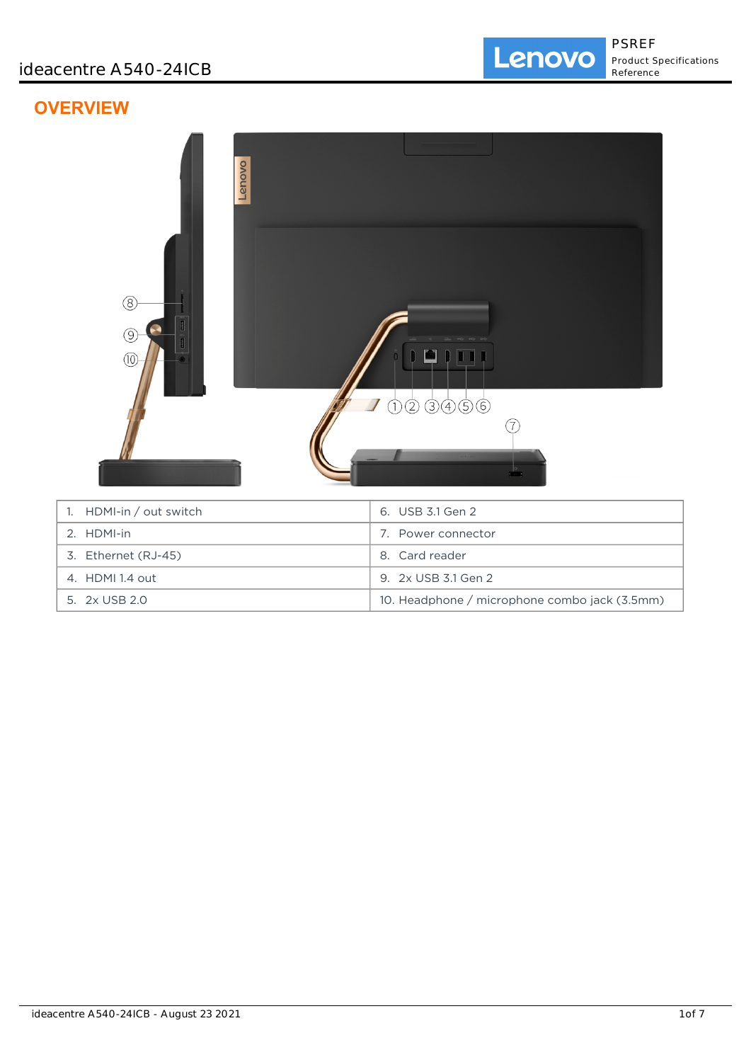# ideacentre A540-24ICB

PSREF
Product Specifications Reference

## OVERVIEW

| | |
|---|---|
| 1. HDMI-in / out switch | 6. USB 3.1 Gen 2 |
| 2. HDMI-in | 7. Power connector |
| 3. Ethernet (RJ-45) | 8. Card reader |
| 4. HDMI 1.4 out | 9. 2x USB 3.1 Gen 2 |
| 5. 2x USB 2.0 | 10. Headphone / microphone combo jack (3.5mm) |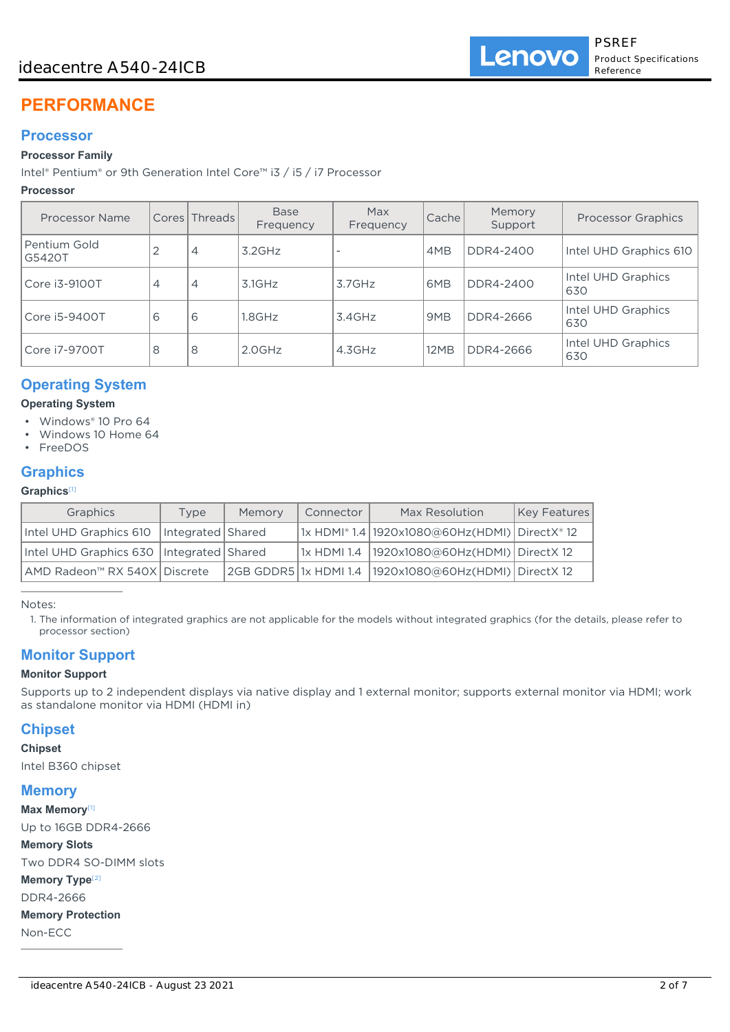# PERFORMANCE

## Processor

**Processor Family**

Intel® Pentium® or 9th Generation Intel Core™ i3 / i5 / i7 Processor

**Processor**

| Processor Name | Cores | Threads | Base Frequency | Max Frequency | Cache | Memory Support | Processor Graphics |
|---|---|---|---|---|---|---|---|
| Pentium Gold G5420T | 2 | 4 | 3.2GHz | - | 4MB | DDR4-2400 | Intel UHD Graphics 610 |
| Core i3-9100T | 4 | 4 | 3.1GHz | 3.7GHz | 6MB | DDR4-2400 | Intel UHD Graphics 630 |
| Core i5-9400T | 6 | 6 | 1.8GHz | 3.4GHz | 9MB | DDR4-2666 | Intel UHD Graphics 630 |
| Core i7-9700T | 8 | 8 | 2.0GHz | 4.3GHz | 12MB | DDR4-2666 | Intel UHD Graphics 630 |

## Operating System

**Operating System**

- Windows® 10 Pro 64
- Windows 10 Home 64
- FreeDOS

## Graphics

**Graphics**[1]

| Graphics | Type | Memory | Connector | Max Resolution | Key Features |
|---|---|---|---|---|---|
| Intel UHD Graphics 610 | Integrated | Shared | 1x HDMI® 1.4 | 1920x1080@60Hz(HDMI) | DirectX® 12 |
| Intel UHD Graphics 630 | Integrated | Shared | 1x HDMI 1.4 | 1920x1080@60Hz(HDMI) | DirectX 12 |
| AMD Radeon™ RX 540X | Discrete | 2GB GDDR5 | 1x HDMI 1.4 | 1920x1080@60Hz(HDMI) | DirectX 12 |

Notes:

1. The information of integrated graphics are not applicable for the models without integrated graphics (for the details, please refer to processor section)

## Monitor Support

**Monitor Support**

Supports up to 2 independent displays via native display and 1 external monitor; supports external monitor via HDMI; work as standalone monitor via HDMI (HDMI in)

## Chipset

**Chipset**

Intel B360 chipset

## Memory

**Max Memory**[1]

Up to 16GB DDR4-2666

**Memory Slots**

Two DDR4 SO-DIMM slots

**Memory Type**[2]

DDR4-2666

**Memory Protection**

Non-ECC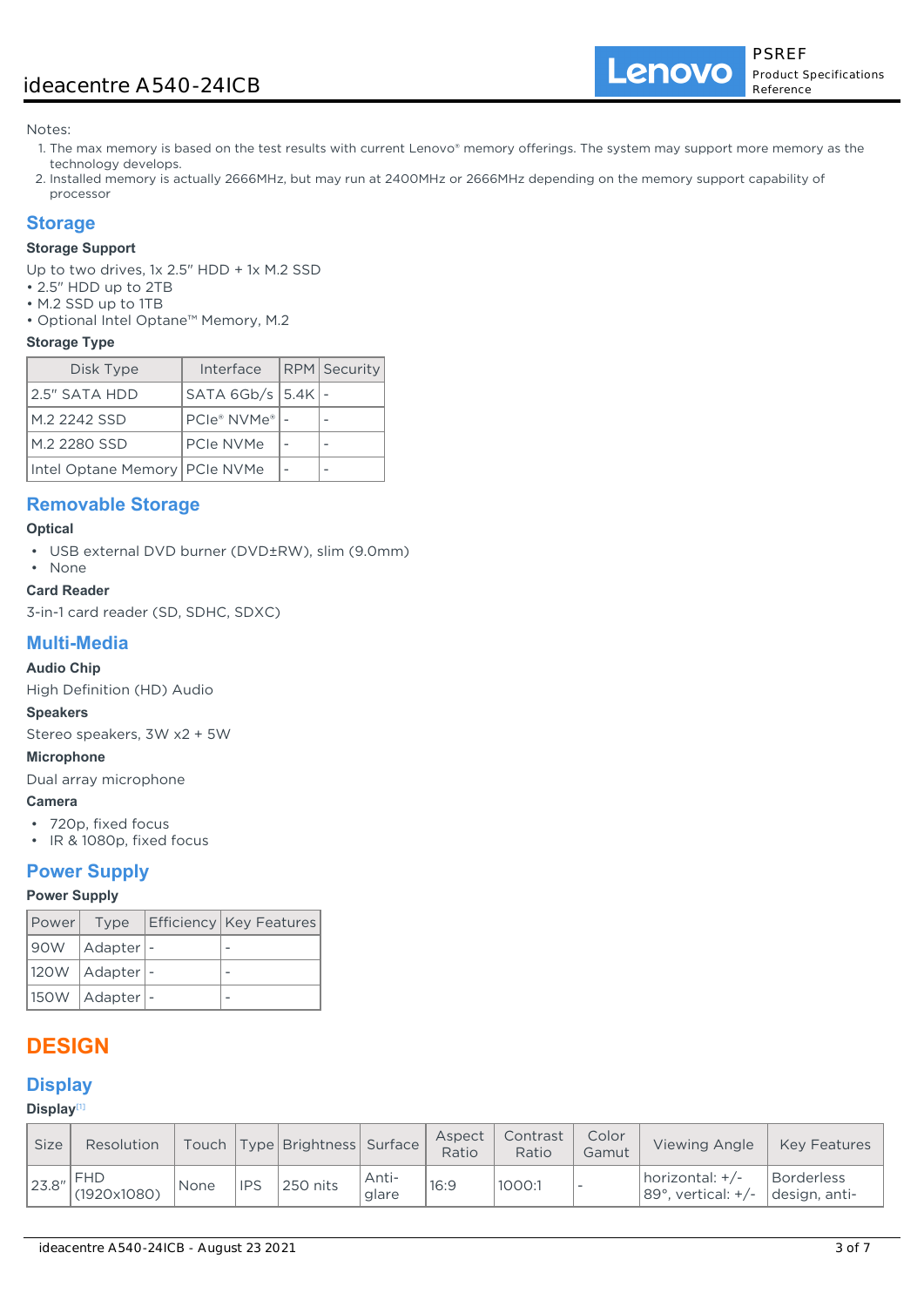Notes:

1. The max memory is based on the test results with current Lenovo® memory offerings. The system may support more memory as the technology develops.
2. Installed memory is actually 2666MHz, but may run at 2400MHz or 2666MHz depending on the memory support capability of processor

## Storage

### Storage Support

Up to two drives, 1x 2.5" HDD + 1x M.2 SSD
• 2.5" HDD up to 2TB
• M.2 SSD up to 1TB
• Optional Intel Optane™ Memory, M.2

### Storage Type

| Disk Type | Interface | RPM | Security |
|---|---|---|---|
| 2.5" SATA HDD | SATA 6Gb/s | 5.4K | - |
| M.2 2242 SSD | PCIe® NVMe® | - | - |
| M.2 2280 SSD | PCIe NVMe | - | - |
| Intel Optane Memory | PCIe NVMe | - | - |

## Removable Storage

### Optical

- USB external DVD burner (DVD±RW), slim (9.0mm)
- None

### Card Reader

3-in-1 card reader (SD, SDHC, SDXC)

## Multi-Media

### Audio Chip

High Definition (HD) Audio

### Speakers

Stereo speakers, 3W x2 + 5W

### Microphone

Dual array microphone

### Camera

- 720p, fixed focus
- IR & 1080p, fixed focus

## Power Supply

### Power Supply

| Power | Type | Efficiency | Key Features |
|---|---|---|---|
| 90W | Adapter | - | - |
| 120W | Adapter | - | - |
| 150W | Adapter | - | - |

# DESIGN

## Display

### Display[1]

| Size | Resolution | Touch | Type | Brightness | Surface | Aspect Ratio | Contrast Ratio | Color Gamut | Viewing Angle | Key Features |
|---|---|---|---|---|---|---|---|---|---|---|
| 23.8" | FHD (1920x1080) | None | IPS | 250 nits | Anti-glare | 16:9 | 1000:1 | - | horizontal: +/- 89°, vertical: +/- | Borderless design, anti- |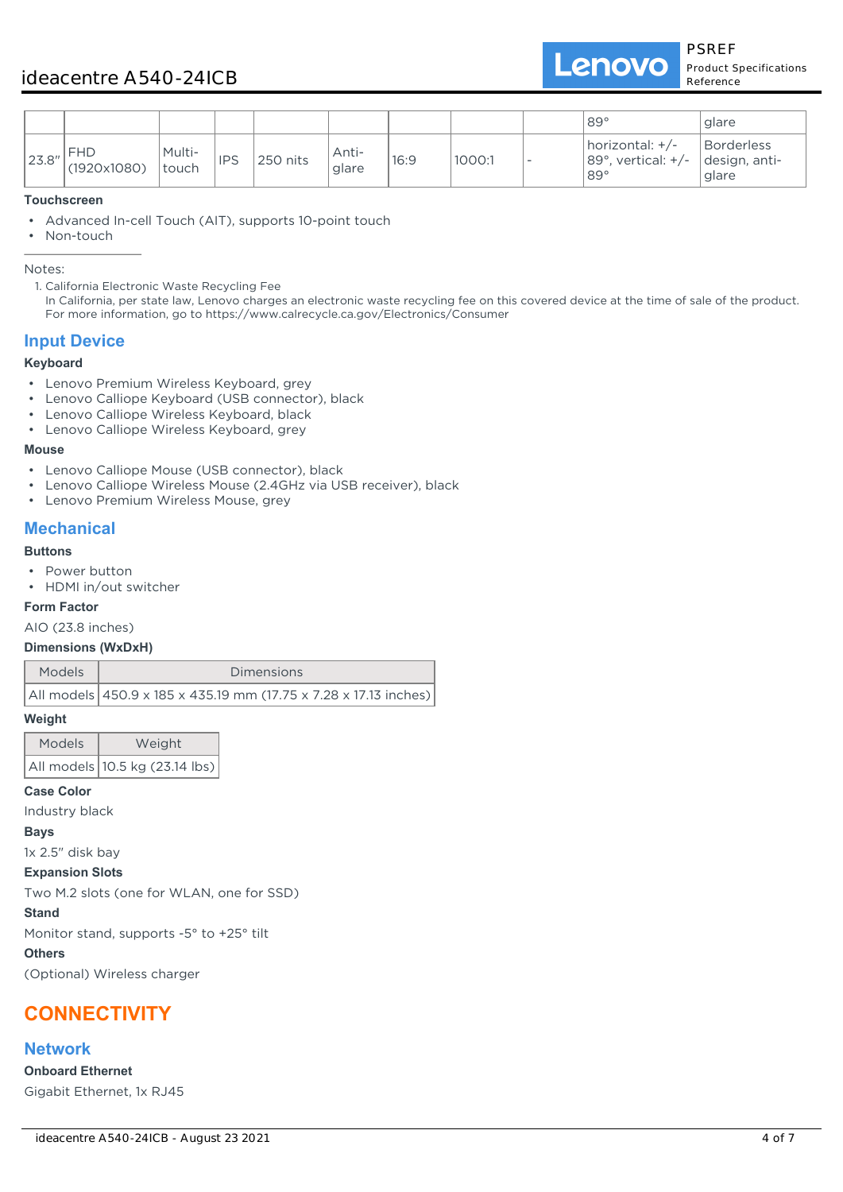| | | | | | | | | | | |
|---|---|---|---|---|---|---|---|---|---|---|
| | | | | | | | | | 89° | glare |
| 23.8" | FHD (1920x1080) | Multi-touch | IPS | 250 nits | Anti-glare | 16:9 | 1000:1 | - | horizontal: +/- 89°, vertical: +/- 89° | Borderless design, anti-glare |

**Touchscreen**

- Advanced In-cell Touch (AIT), supports 10-point touch
- Non-touch

---

Notes:

1. California Electronic Waste Recycling Fee
   In California, per state law, Lenovo charges an electronic waste recycling fee on this covered device at the time of sale of the product. For more information, go to https://www.calrecycle.ca.gov/Electronics/Consumer

## Input Device

**Keyboard**

- Lenovo Premium Wireless Keyboard, grey
- Lenovo Calliope Keyboard (USB connector), black
- Lenovo Calliope Wireless Keyboard, black
- Lenovo Calliope Wireless Keyboard, grey

**Mouse**

- Lenovo Calliope Mouse (USB connector), black
- Lenovo Calliope Wireless Mouse (2.4GHz via USB receiver), black
- Lenovo Premium Wireless Mouse, grey

## Mechanical

**Buttons**

- Power button
- HDMI in/out switcher

**Form Factor**

AIO (23.8 inches)

**Dimensions (WxDxH)**

| Models | Dimensions |
|---|---|
| All models | 450.9 x 185 x 435.19 mm (17.75 x 7.28 x 17.13 inches) |

**Weight**

| Models | Weight |
|---|---|
| All models | 10.5 kg (23.14 lbs) |

**Case Color**

Industry black

**Bays**

1x 2.5" disk bay

**Expansion Slots**

Two M.2 slots (one for WLAN, one for SSD)

**Stand**

Monitor stand, supports -5° to +25° tilt

**Others**

(Optional) Wireless charger

# CONNECTIVITY

## Network

**Onboard Ethernet**

Gigabit Ethernet, 1x RJ45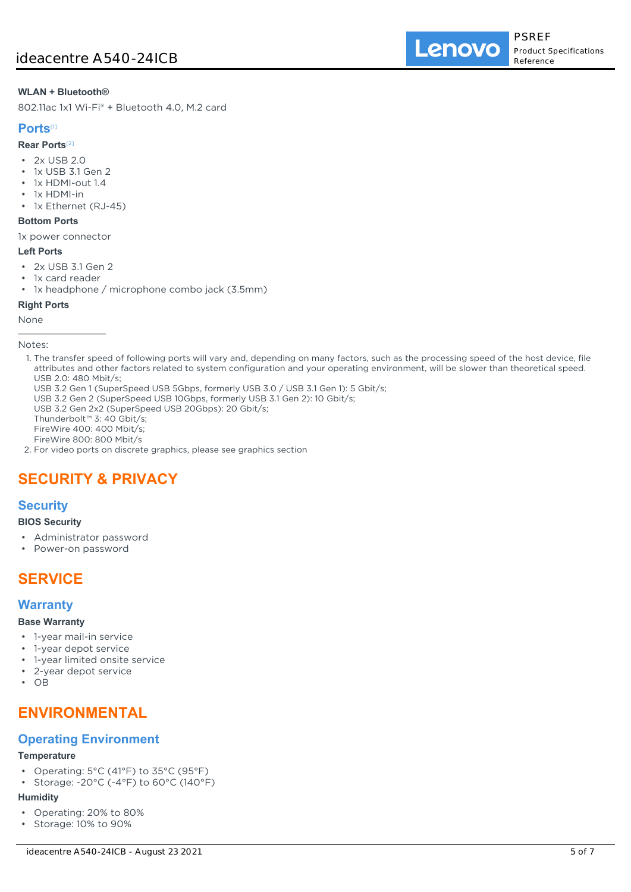#### WLAN + Bluetooth®

802.11ac 1x1 Wi-Fi® + Bluetooth 4.0, M.2 card

### Ports[1]

#### Rear Ports[2]

- 2x USB 2.0
- 1x USB 3.1 Gen 2
- 1x HDMI-out 1.4
- 1x HDMI-in
- 1x Ethernet (RJ-45)

#### Bottom Ports

1x power connector

#### Left Ports

- 2x USB 3.1 Gen 2
- 1x card reader
- 1x headphone / microphone combo jack (3.5mm)

#### Right Ports

None

Notes:

1. The transfer speed of following ports will vary and, depending on many factors, such as the processing speed of the host device, file attributes and other factors related to system configuration and your operating environment, will be slower than theoretical speed.
   USB 2.0: 480 Mbit/s;
   USB 3.2 Gen 1 (SuperSpeed USB 5Gbps, formerly USB 3.0 / USB 3.1 Gen 1): 5 Gbit/s;
   USB 3.2 Gen 2 (SuperSpeed USB 10Gbps, formerly USB 3.1 Gen 2): 10 Gbit/s;
   USB 3.2 Gen 2x2 (SuperSpeed USB 20Gbps): 20 Gbit/s;
   Thunderbolt™ 3: 40 Gbit/s;
   FireWire 400: 400 Mbit/s;
   FireWire 800: 800 Mbit/s
2. For video ports on discrete graphics, please see graphics section

## SECURITY & PRIVACY

### Security

#### BIOS Security

- Administrator password
- Power-on password

## SERVICE

### Warranty

#### Base Warranty

- 1-year mail-in service
- 1-year depot service
- 1-year limited onsite service
- 2-year depot service
- OB

## ENVIRONMENTAL

### Operating Environment

#### Temperature

- Operating: 5°C (41°F) to 35°C (95°F)
- Storage: -20°C (-4°F) to 60°C (140°F)

#### Humidity

- Operating: 20% to 80%
- Storage: 10% to 90%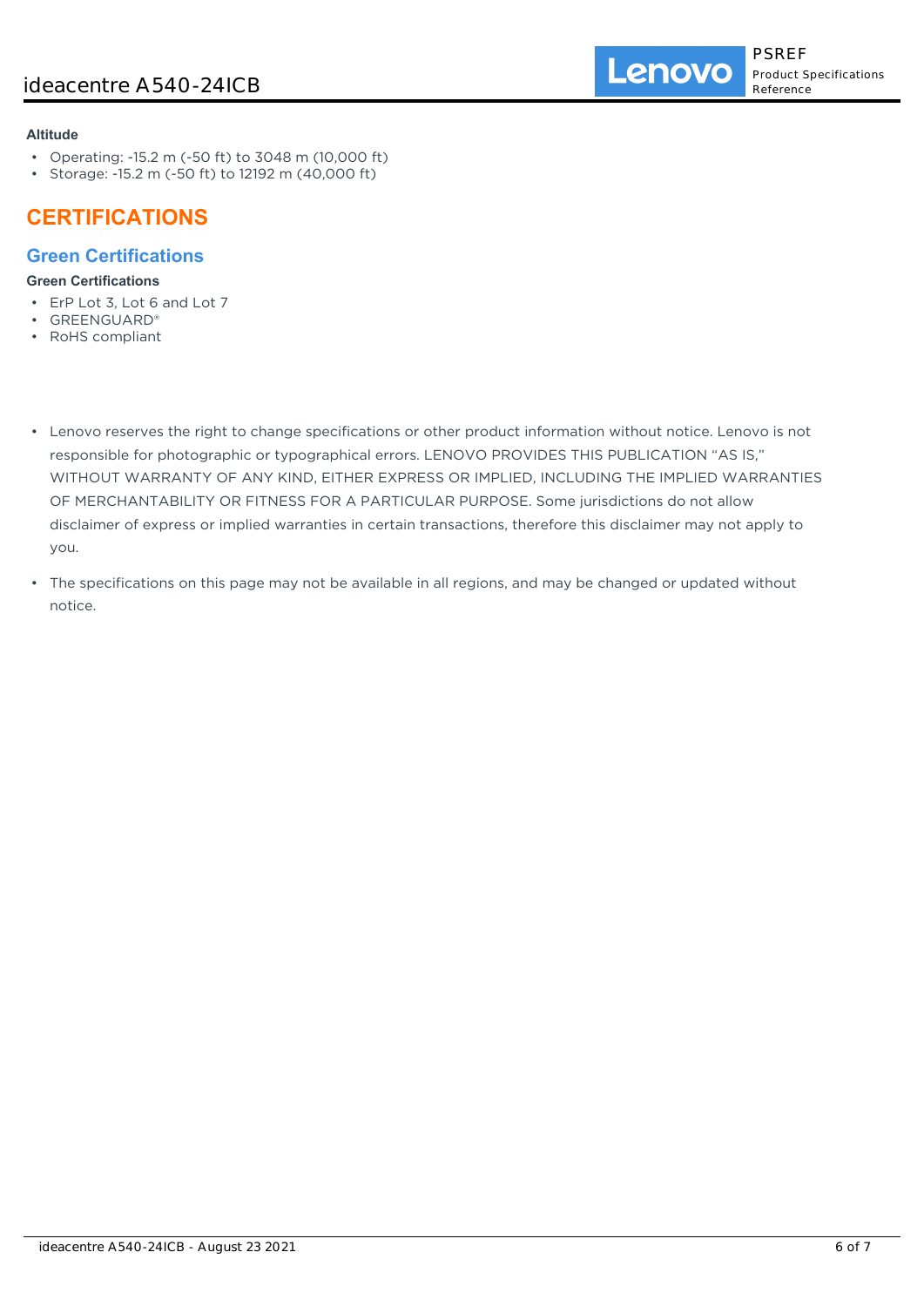**Altitude**

- Operating: -15.2 m (-50 ft) to 3048 m (10,000 ft)
- Storage: -15.2 m (-50 ft) to 12192 m (40,000 ft)

# CERTIFICATIONS

## Green Certifications

**Green Certifications**

- ErP Lot 3, Lot 6 and Lot 7
- GREENGUARD®
- RoHS compliant

- Lenovo reserves the right to change specifications or other product information without notice. Lenovo is not responsible for photographic or typographical errors. LENOVO PROVIDES THIS PUBLICATION "AS IS," WITHOUT WARRANTY OF ANY KIND, EITHER EXPRESS OR IMPLIED, INCLUDING THE IMPLIED WARRANTIES OF MERCHANTABILITY OR FITNESS FOR A PARTICULAR PURPOSE. Some jurisdictions do not allow disclaimer of express or implied warranties in certain transactions, therefore this disclaimer may not apply to you.
- The specifications on this page may not be available in all regions, and may be changed or updated without notice.